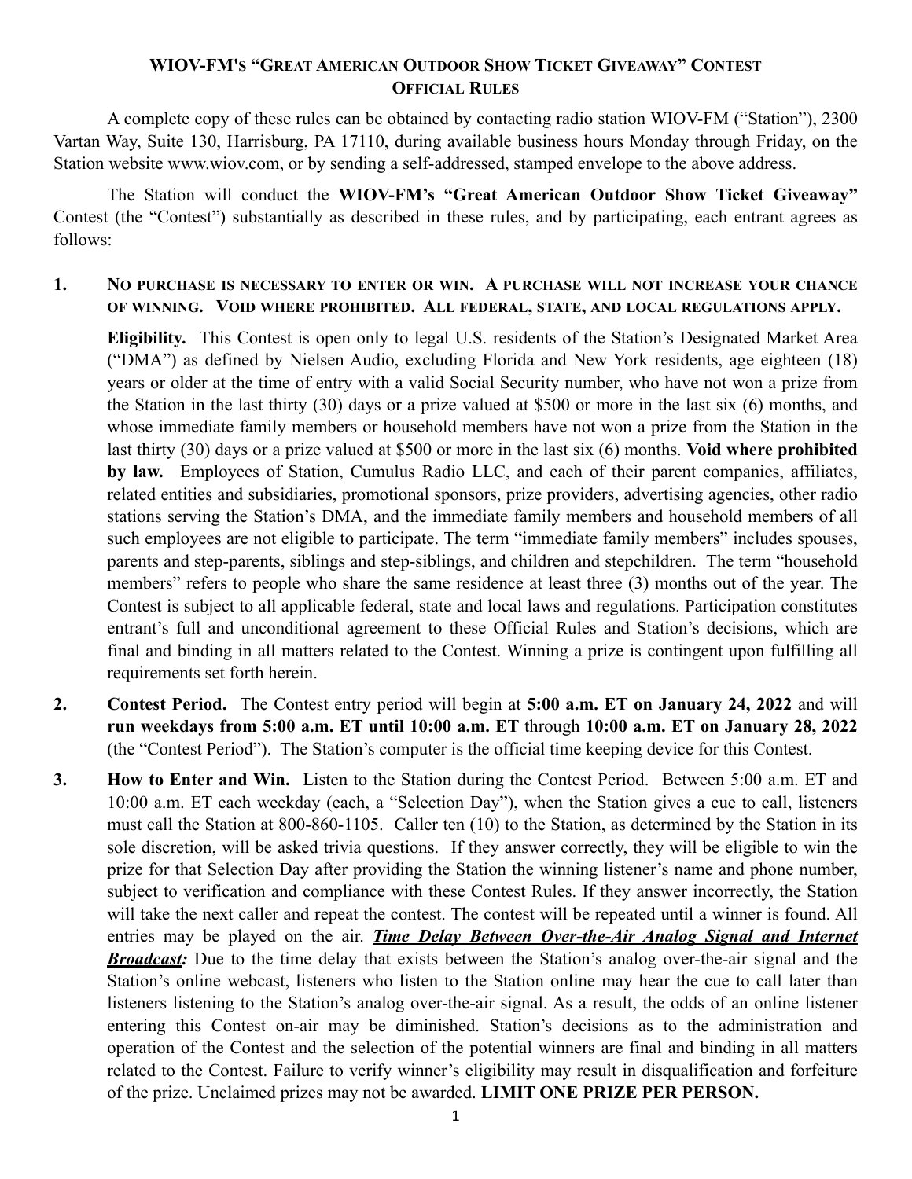# WIOV-FM's "Great American Outdoor Show Ticket Giveaway" Contest
## Official Rules

A complete copy of these rules can be obtained by contacting radio station WIOV-FM ("Station"), 2300 Vartan Way, Suite 130, Harrisburg, PA 17110, during available business hours Monday through Friday, on the Station website www.wiov.com, or by sending a self-addressed, stamped envelope to the above address.

The Station will conduct the **WIOV-FM's "Great American Outdoor Show Ticket Giveaway"** Contest (the "Contest") substantially as described in these rules, and by participating, each entrant agrees as follows:

1. **No purchase is necessary to enter or win. A purchase will not increase your chance of winning. Void where prohibited. All federal, state, and local regulations apply.**

   **Eligibility.** This Contest is open only to legal U.S. residents of the Station's Designated Market Area ("DMA") as defined by Nielsen Audio, excluding Florida and New York residents, age eighteen (18) years or older at the time of entry with a valid Social Security number, who have not won a prize from the Station in the last thirty (30) days or a prize valued at $500 or more in the last six (6) months, and whose immediate family members or household members have not won a prize from the Station in the last thirty (30) days or a prize valued at $500 or more in the last six (6) months. **Void where prohibited by law.** Employees of Station, Cumulus Radio LLC, and each of their parent companies, affiliates, related entities and subsidiaries, promotional sponsors, prize providers, advertising agencies, other radio stations serving the Station's DMA, and the immediate family members and household members of all such employees are not eligible to participate. The term "immediate family members" includes spouses, parents and step-parents, siblings and step-siblings, and children and stepchildren. The term "household members" refers to people who share the same residence at least three (3) months out of the year. The Contest is subject to all applicable federal, state and local laws and regulations. Participation constitutes entrant's full and unconditional agreement to these Official Rules and Station's decisions, which are final and binding in all matters related to the Contest. Winning a prize is contingent upon fulfilling all requirements set forth herein.

2. **Contest Period.** The Contest entry period will begin at **5:00 a.m. ET on January 24, 2022** and will **run weekdays from 5:00 a.m. ET until 10:00 a.m. ET** through **10:00 a.m. ET on January 28, 2022** (the "Contest Period"). The Station's computer is the official time keeping device for this Contest.

3. **How to Enter and Win.** Listen to the Station during the Contest Period. Between 5:00 a.m. ET and 10:00 a.m. ET each weekday (each, a "Selection Day"), when the Station gives a cue to call, listeners must call the Station at 800-860-1105. Caller ten (10) to the Station, as determined by the Station in its sole discretion, will be asked trivia questions. If they answer correctly, they will be eligible to win the prize for that Selection Day after providing the Station the winning listener's name and phone number, subject to verification and compliance with these Contest Rules. If they answer incorrectly, the Station will take the next caller and repeat the contest. The contest will be repeated until a winner is found. All entries may be played on the air. ***Time Delay Between Over-the-Air Analog Signal and Internet Broadcast:*** Due to the time delay that exists between the Station's analog over-the-air signal and the Station's online webcast, listeners who listen to the Station online may hear the cue to call later than listeners listening to the Station's analog over-the-air signal. As a result, the odds of an online listener entering this Contest on-air may be diminished. Station's decisions as to the administration and operation of the Contest and the selection of the potential winners are final and binding in all matters related to the Contest. Failure to verify winner's eligibility may result in disqualification and forfeiture of the prize. Unclaimed prizes may not be awarded. **LIMIT ONE PRIZE PER PERSON.**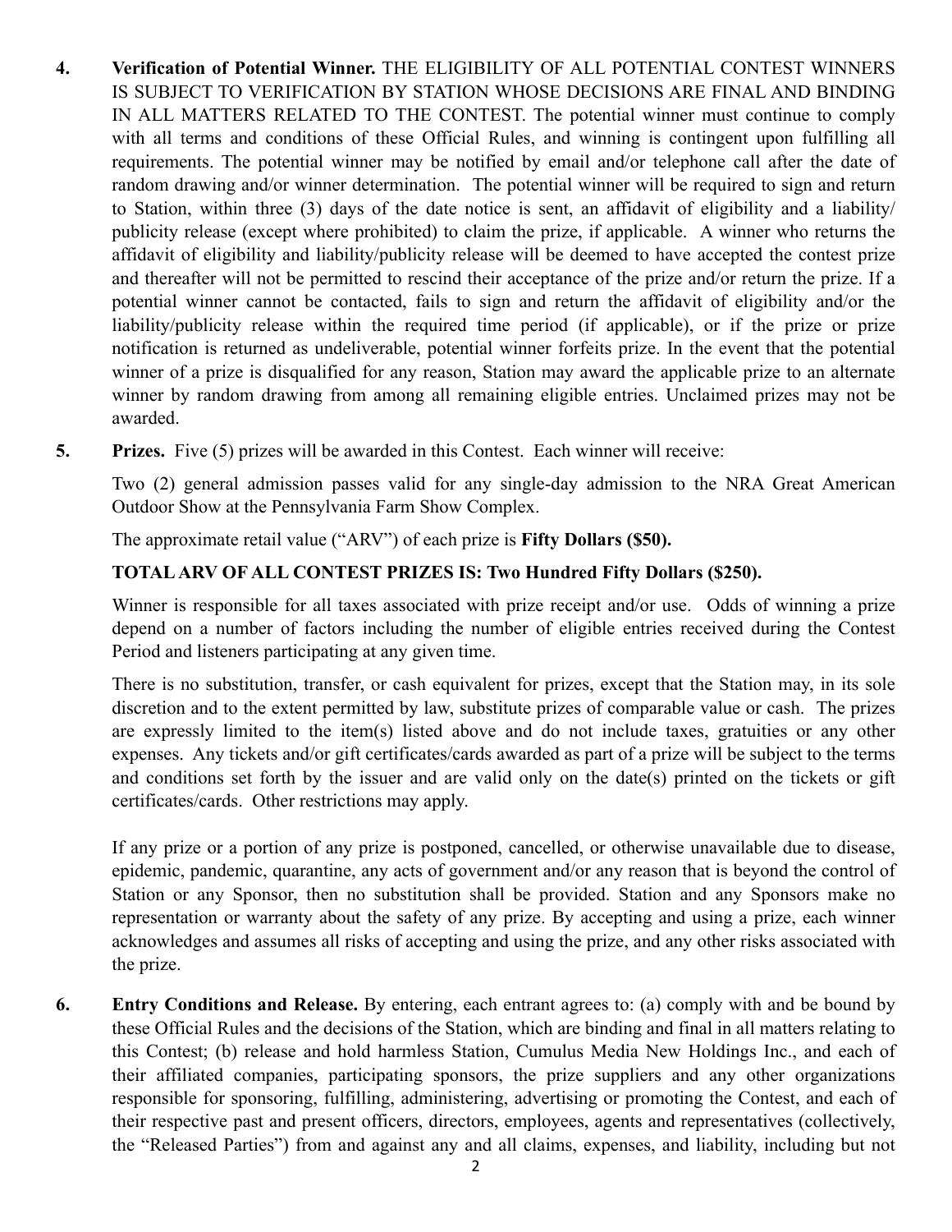4. **Verification of Potential Winner.** THE ELIGIBILITY OF ALL POTENTIAL CONTEST WINNERS IS SUBJECT TO VERIFICATION BY STATION WHOSE DECISIONS ARE FINAL AND BINDING IN ALL MATTERS RELATED TO THE CONTEST. The potential winner must continue to comply with all terms and conditions of these Official Rules, and winning is contingent upon fulfilling all requirements. The potential winner may be notified by email and/or telephone call after the date of random drawing and/or winner determination. The potential winner will be required to sign and return to Station, within three (3) days of the date notice is sent, an affidavit of eligibility and a liability/ publicity release (except where prohibited) to claim the prize, if applicable. A winner who returns the affidavit of eligibility and liability/publicity release will be deemed to have accepted the contest prize and thereafter will not be permitted to rescind their acceptance of the prize and/or return the prize. If a potential winner cannot be contacted, fails to sign and return the affidavit of eligibility and/or the liability/publicity release within the required time period (if applicable), or if the prize or prize notification is returned as undeliverable, potential winner forfeits prize. In the event that the potential winner of a prize is disqualified for any reason, Station may award the applicable prize to an alternate winner by random drawing from among all remaining eligible entries. Unclaimed prizes may not be awarded.

5. **Prizes.** Five (5) prizes will be awarded in this Contest. Each winner will receive:

   Two (2) general admission passes valid for any single-day admission to the NRA Great American Outdoor Show at the Pennsylvania Farm Show Complex.

   The approximate retail value ("ARV") of each prize is **Fifty Dollars ($50).**

   **TOTAL ARV OF ALL CONTEST PRIZES IS: Two Hundred Fifty Dollars ($250).**

   Winner is responsible for all taxes associated with prize receipt and/or use. Odds of winning a prize depend on a number of factors including the number of eligible entries received during the Contest Period and listeners participating at any given time.

   There is no substitution, transfer, or cash equivalent for prizes, except that the Station may, in its sole discretion and to the extent permitted by law, substitute prizes of comparable value or cash. The prizes are expressly limited to the item(s) listed above and do not include taxes, gratuities or any other expenses. Any tickets and/or gift certificates/cards awarded as part of a prize will be subject to the terms and conditions set forth by the issuer and are valid only on the date(s) printed on the tickets or gift certificates/cards. Other restrictions may apply.

   If any prize or a portion of any prize is postponed, cancelled, or otherwise unavailable due to disease, epidemic, pandemic, quarantine, any acts of government and/or any reason that is beyond the control of Station or any Sponsor, then no substitution shall be provided. Station and any Sponsors make no representation or warranty about the safety of any prize. By accepting and using a prize, each winner acknowledges and assumes all risks of accepting and using the prize, and any other risks associated with the prize.

6. **Entry Conditions and Release.** By entering, each entrant agrees to: (a) comply with and be bound by these Official Rules and the decisions of the Station, which are binding and final in all matters relating to this Contest; (b) release and hold harmless Station, Cumulus Media New Holdings Inc., and each of their affiliated companies, participating sponsors, the prize suppliers and any other organizations responsible for sponsoring, fulfilling, administering, advertising or promoting the Contest, and each of their respective past and present officers, directors, employees, agents and representatives (collectively, the "Released Parties") from and against any and all claims, expenses, and liability, including but not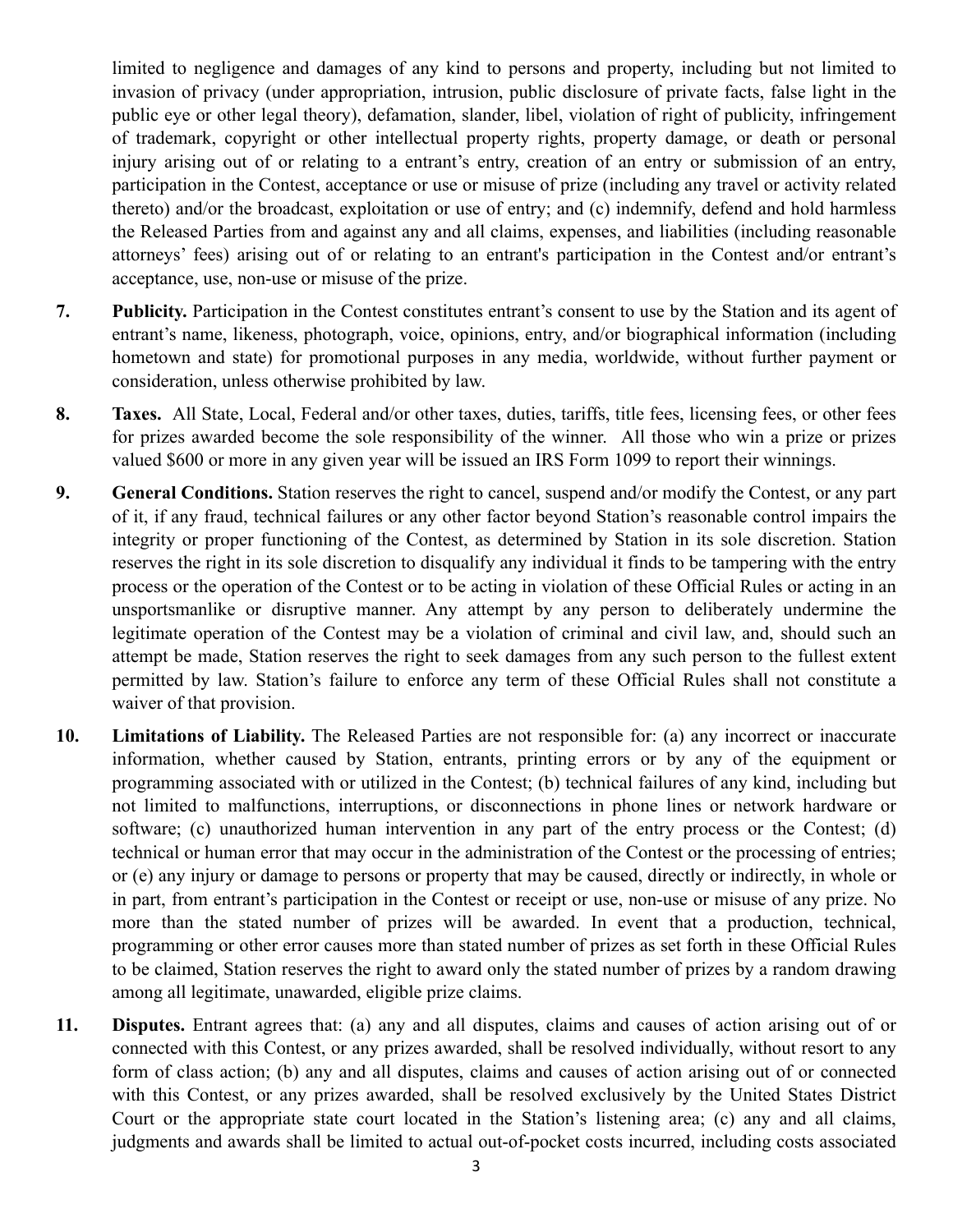limited to negligence and damages of any kind to persons and property, including but not limited to invasion of privacy (under appropriation, intrusion, public disclosure of private facts, false light in the public eye or other legal theory), defamation, slander, libel, violation of right of publicity, infringement of trademark, copyright or other intellectual property rights, property damage, or death or personal injury arising out of or relating to a entrant's entry, creation of an entry or submission of an entry, participation in the Contest, acceptance or use or misuse of prize (including any travel or activity related thereto) and/or the broadcast, exploitation or use of entry; and (c) indemnify, defend and hold harmless the Released Parties from and against any and all claims, expenses, and liabilities (including reasonable attorneys' fees) arising out of or relating to an entrant's participation in the Contest and/or entrant's acceptance, use, non-use or misuse of the prize.

**7. Publicity.** Participation in the Contest constitutes entrant's consent to use by the Station and its agent of entrant's name, likeness, photograph, voice, opinions, entry, and/or biographical information (including hometown and state) for promotional purposes in any media, worldwide, without further payment or consideration, unless otherwise prohibited by law.

**8. Taxes.** All State, Local, Federal and/or other taxes, duties, tariffs, title fees, licensing fees, or other fees for prizes awarded become the sole responsibility of the winner. All those who win a prize or prizes valued $600 or more in any given year will be issued an IRS Form 1099 to report their winnings.

**9. General Conditions.** Station reserves the right to cancel, suspend and/or modify the Contest, or any part of it, if any fraud, technical failures or any other factor beyond Station's reasonable control impairs the integrity or proper functioning of the Contest, as determined by Station in its sole discretion. Station reserves the right in its sole discretion to disqualify any individual it finds to be tampering with the entry process or the operation of the Contest or to be acting in violation of these Official Rules or acting in an unsportsmanlike or disruptive manner. Any attempt by any person to deliberately undermine the legitimate operation of the Contest may be a violation of criminal and civil law, and, should such an attempt be made, Station reserves the right to seek damages from any such person to the fullest extent permitted by law. Station's failure to enforce any term of these Official Rules shall not constitute a waiver of that provision.

**10. Limitations of Liability.** The Released Parties are not responsible for: (a) any incorrect or inaccurate information, whether caused by Station, entrants, printing errors or by any of the equipment or programming associated with or utilized in the Contest; (b) technical failures of any kind, including but not limited to malfunctions, interruptions, or disconnections in phone lines or network hardware or software; (c) unauthorized human intervention in any part of the entry process or the Contest; (d) technical or human error that may occur in the administration of the Contest or the processing of entries; or (e) any injury or damage to persons or property that may be caused, directly or indirectly, in whole or in part, from entrant's participation in the Contest or receipt or use, non-use or misuse of any prize. No more than the stated number of prizes will be awarded. In event that a production, technical, programming or other error causes more than stated number of prizes as set forth in these Official Rules to be claimed, Station reserves the right to award only the stated number of prizes by a random drawing among all legitimate, unawarded, eligible prize claims.

**11. Disputes.** Entrant agrees that: (a) any and all disputes, claims and causes of action arising out of or connected with this Contest, or any prizes awarded, shall be resolved individually, without resort to any form of class action; (b) any and all disputes, claims and causes of action arising out of or connected with this Contest, or any prizes awarded, shall be resolved exclusively by the United States District Court or the appropriate state court located in the Station's listening area; (c) any and all claims, judgments and awards shall be limited to actual out-of-pocket costs incurred, including costs associated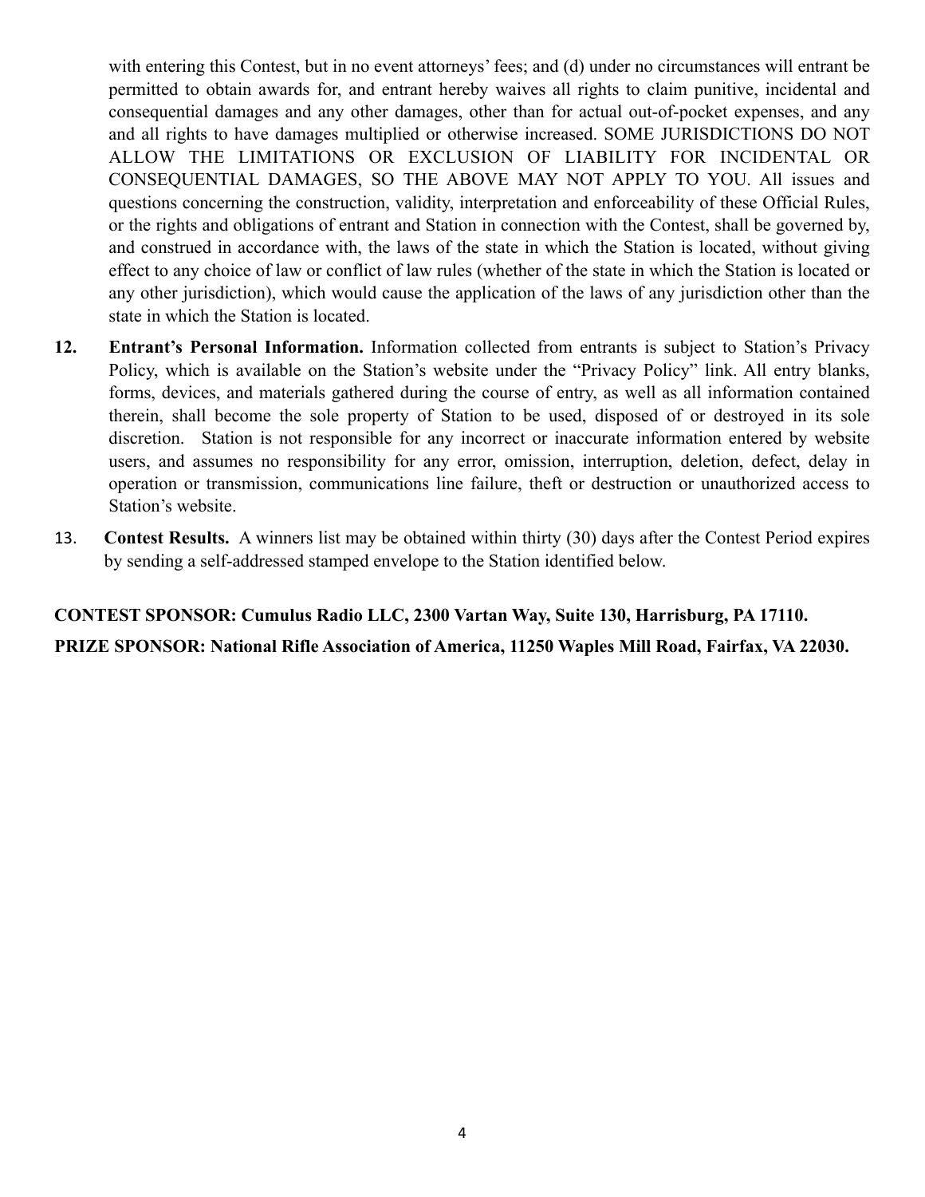with entering this Contest, but in no event attorneys' fees; and (d) under no circumstances will entrant be permitted to obtain awards for, and entrant hereby waives all rights to claim punitive, incidental and consequential damages and any other damages, other than for actual out-of-pocket expenses, and any and all rights to have damages multiplied or otherwise increased. SOME JURISDICTIONS DO NOT ALLOW THE LIMITATIONS OR EXCLUSION OF LIABILITY FOR INCIDENTAL OR CONSEQUENTIAL DAMAGES, SO THE ABOVE MAY NOT APPLY TO YOU. All issues and questions concerning the construction, validity, interpretation and enforceability of these Official Rules, or the rights and obligations of entrant and Station in connection with the Contest, shall be governed by, and construed in accordance with, the laws of the state in which the Station is located, without giving effect to any choice of law or conflict of law rules (whether of the state in which the Station is located or any other jurisdiction), which would cause the application of the laws of any jurisdiction other than the state in which the Station is located.

12. **Entrant's Personal Information.** Information collected from entrants is subject to Station's Privacy Policy, which is available on the Station's website under the "Privacy Policy" link. All entry blanks, forms, devices, and materials gathered during the course of entry, as well as all information contained therein, shall become the sole property of Station to be used, disposed of or destroyed in its sole discretion. Station is not responsible for any incorrect or inaccurate information entered by website users, and assumes no responsibility for any error, omission, interruption, deletion, defect, delay in operation or transmission, communications line failure, theft or destruction or unauthorized access to Station's website.

13. **Contest Results.** A winners list may be obtained within thirty (30) days after the Contest Period expires by sending a self-addressed stamped envelope to the Station identified below.

**CONTEST SPONSOR: Cumulus Radio LLC, 2300 Vartan Way, Suite 130, Harrisburg, PA 17110.**

**PRIZE SPONSOR: National Rifle Association of America, 11250 Waples Mill Road, Fairfax, VA 22030.**